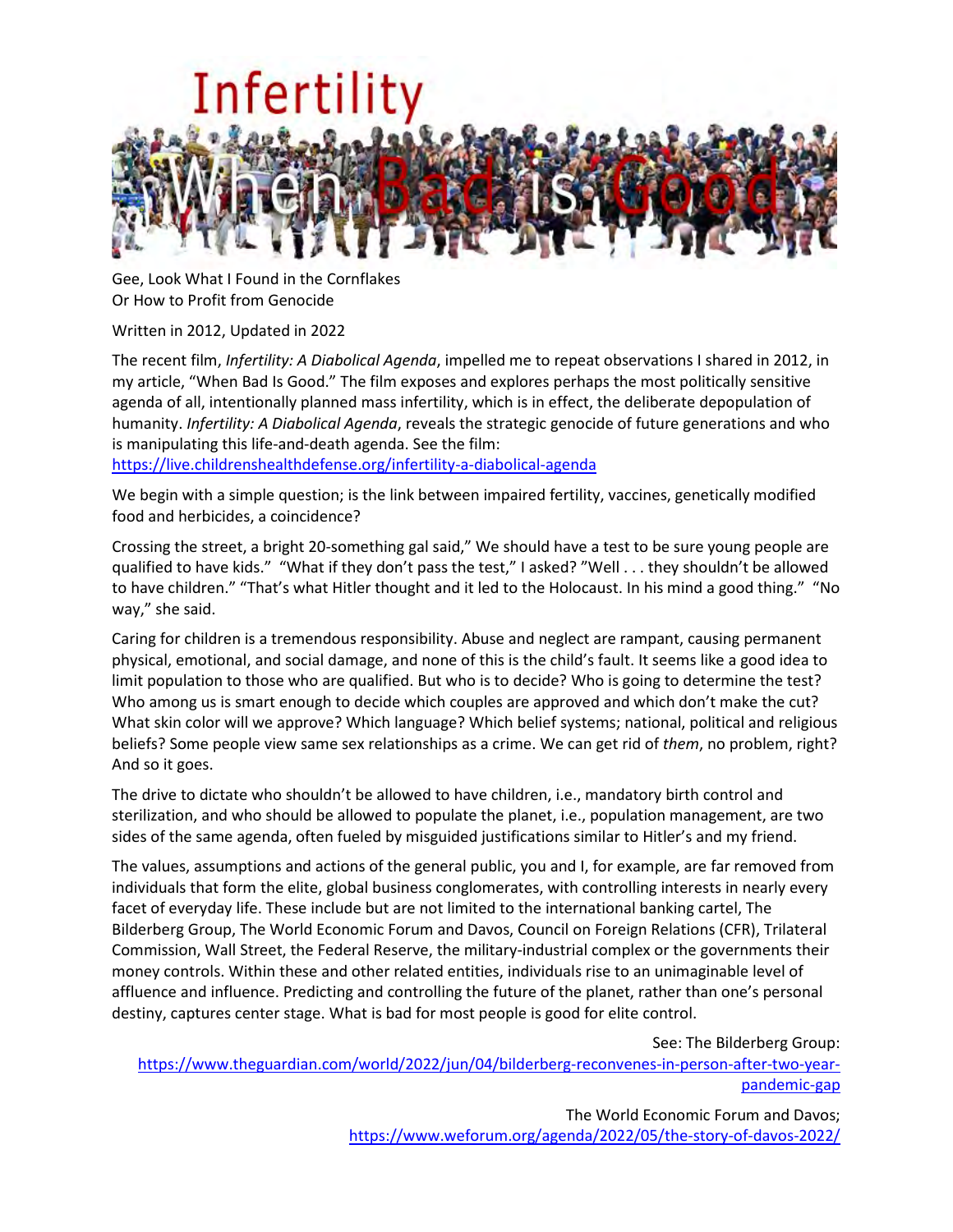# Infertility When Bad is Good

Gee, Look What I Found in the Cornflakes
Or How to Profit from Genocide

Written in 2012, Updated in 2022

The recent film, *Infertility: A Diabolical Agenda*, impelled me to repeat observations I shared in 2012, in my article, "When Bad Is Good." The film exposes and explores perhaps the most politically sensitive agenda of all, intentionally planned mass infertility, which is in effect, the deliberate depopulation of humanity. *Infertility: A Diabolical Agenda*, reveals the strategic genocide of future generations and who is manipulating this life-and-death agenda. See the film:
https://live.childrenshealthdefense.org/infertility-a-diabolical-agenda

We begin with a simple question; is the link between impaired fertility, vaccines, genetically modified food and herbicides, a coincidence?

Crossing the street, a bright 20-something gal said," We should have a test to be sure young people are qualified to have kids." "What if they don't pass the test," I asked? "Well . . . they shouldn't be allowed to have children." "That's what Hitler thought and it led to the Holocaust. In his mind a good thing." "No way," she said.

Caring for children is a tremendous responsibility. Abuse and neglect are rampant, causing permanent physical, emotional, and social damage, and none of this is the child's fault. It seems like a good idea to limit population to those who are qualified. But who is to decide? Who is going to determine the test? Who among us is smart enough to decide which couples are approved and which don't make the cut? What skin color will we approve? Which language? Which belief systems; national, political and religious beliefs? Some people view same sex relationships as a crime. We can get rid of *them*, no problem, right? And so it goes.

The drive to dictate who shouldn't be allowed to have children, i.e., mandatory birth control and sterilization, and who should be allowed to populate the planet, i.e., population management, are two sides of the same agenda, often fueled by misguided justifications similar to Hitler's and my friend.

The values, assumptions and actions of the general public, you and I, for example, are far removed from individuals that form the elite, global business conglomerates, with controlling interests in nearly every facet of everyday life. These include but are not limited to the international banking cartel, The Bilderberg Group, The World Economic Forum and Davos, Council on Foreign Relations (CFR), Trilateral Commission, Wall Street, the Federal Reserve, the military-industrial complex or the governments their money controls. Within these and other related entities, individuals rise to an unimaginable level of affluence and influence. Predicting and controlling the future of the planet, rather than one's personal destiny, captures center stage. What is bad for most people is good for elite control.

See: The Bilderberg Group:
https://www.theguardian.com/world/2022/jun/04/bilderberg-reconvenes-in-person-after-two-year-pandemic-gap

The World Economic Forum and Davos;
https://www.weforum.org/agenda/2022/05/the-story-of-davos-2022/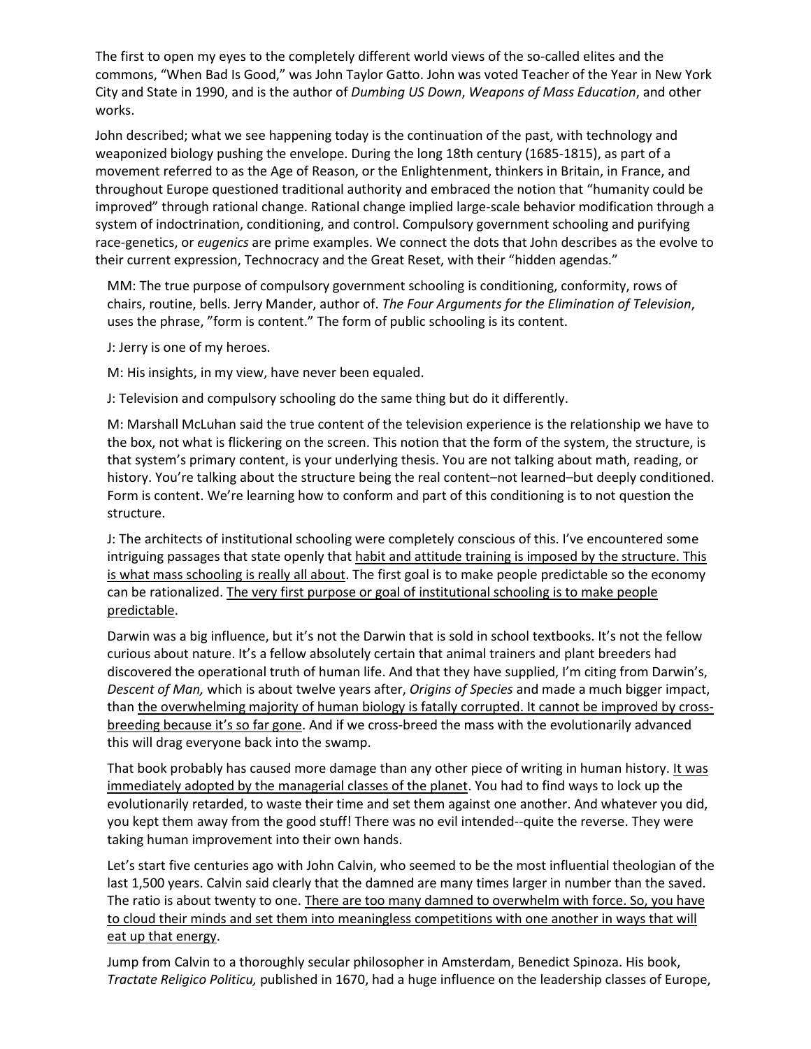The first to open my eyes to the completely different world views of the so-called elites and the commons, "When Bad Is Good," was John Taylor Gatto. John was voted Teacher of the Year in New York City and State in 1990, and is the author of *Dumbing US Down*, *Weapons of Mass Education*, and other works.

John described; what we see happening today is the continuation of the past, with technology and weaponized biology pushing the envelope. During the long 18th century (1685-1815), as part of a movement referred to as the Age of Reason, or the Enlightenment, thinkers in Britain, in France, and throughout Europe questioned traditional authority and embraced the notion that "humanity could be improved" through rational change. Rational change implied large-scale behavior modification through a system of indoctrination, conditioning, and control. Compulsory government schooling and purifying race-genetics, or *eugenics* are prime examples. We connect the dots that John describes as the evolve to their current expression, Technocracy and the Great Reset, with their "hidden agendas."

> MM: The true purpose of compulsory government schooling is conditioning, conformity, rows of chairs, routine, bells. Jerry Mander, author of. *The Four Arguments for the Elimination of Television*, uses the phrase, "form is content." The form of public schooling is its content.
>
> J: Jerry is one of my heroes.
>
> M: His insights, in my view, have never been equaled.
>
> J: Television and compulsory schooling do the same thing but do it differently.
>
> M: Marshall McLuhan said the true content of the television experience is the relationship we have to the box, not what is flickering on the screen. This notion that the form of the system, the structure, is that system's primary content, is your underlying thesis. You are not talking about math, reading, or history. You're talking about the structure being the real content–not learned–but deeply conditioned. Form is content. We're learning how to conform and part of this conditioning is to not question the structure.
>
> J: The architects of institutional schooling were completely conscious of this. I've encountered some intriguing passages that state openly that <u>habit and attitude training is imposed by the structure. This is what mass schooling is really all about</u>. The first goal is to make people predictable so the economy can be rationalized. <u>The very first purpose or goal of institutional schooling is to make people predictable</u>.
>
> Darwin was a big influence, but it's not the Darwin that is sold in school textbooks. It's not the fellow curious about nature. It's a fellow absolutely certain that animal trainers and plant breeders had discovered the operational truth of human life. And that they have supplied, I'm citing from Darwin's, *Descent of Man,* which is about twelve years after, *Origins of Species* and made a much bigger impact, than <u>the overwhelming majority of human biology is fatally corrupted. It cannot be improved by cross-breeding because it's so far gone</u>. And if we cross-breed the mass with the evolutionarily advanced this will drag everyone back into the swamp.
>
> That book probably has caused more damage than any other piece of writing in human history. <u>It was immediately adopted by the managerial classes of the planet</u>. You had to find ways to lock up the evolutionarily retarded, to waste their time and set them against one another. And whatever you did, you kept them away from the good stuff! There was no evil intended--quite the reverse. They were taking human improvement into their own hands.
>
> Let's start five centuries ago with John Calvin, who seemed to be the most influential theologian of the last 1,500 years. Calvin said clearly that the damned are many times larger in number than the saved. The ratio is about twenty to one. <u>There are too many damned to overwhelm with force. So, you have to cloud their minds and set them into meaningless competitions with one another in ways that will eat up that energy</u>.
>
> Jump from Calvin to a thoroughly secular philosopher in Amsterdam, Benedict Spinoza. His book, *Tractate Religico Politicu,* published in 1670, had a huge influence on the leadership classes of Europe,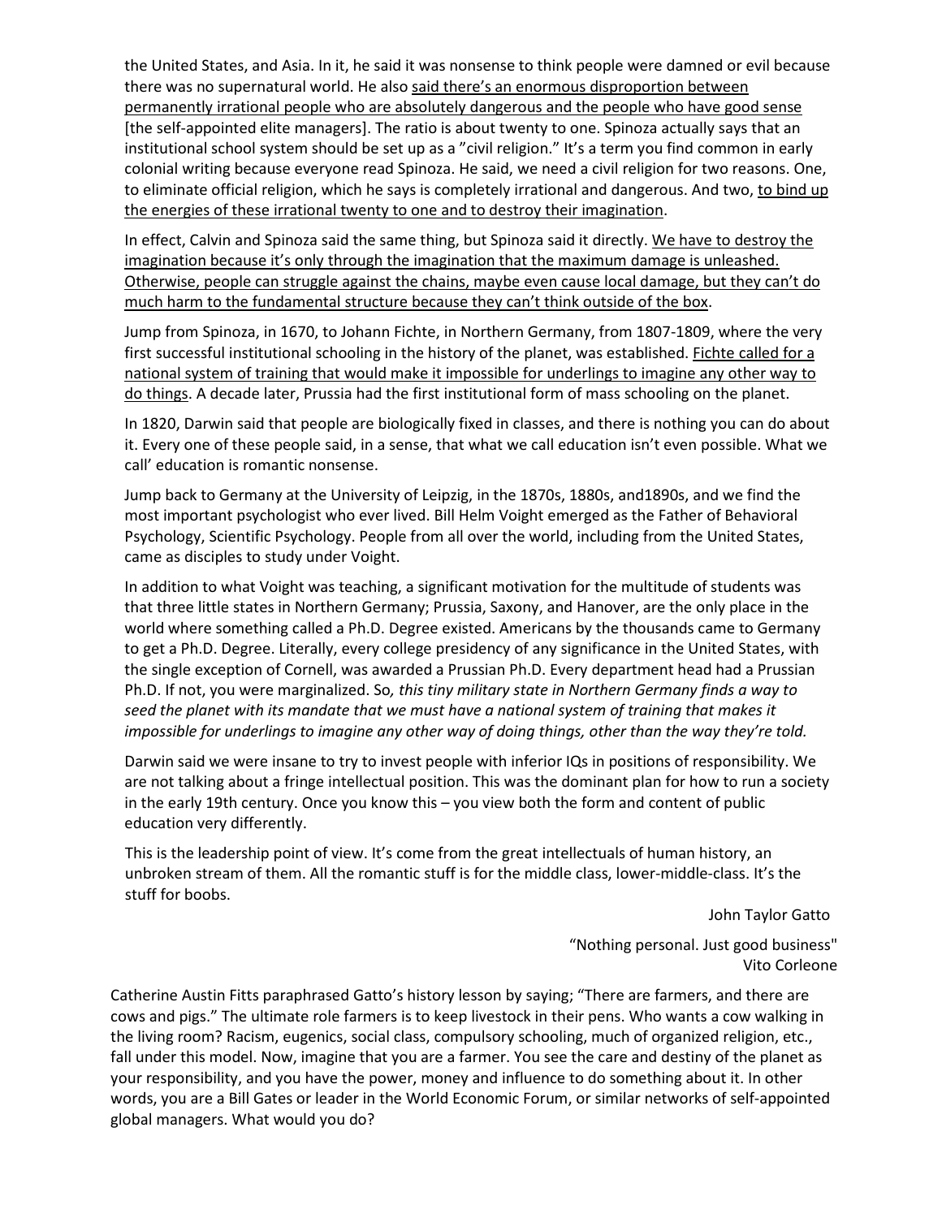the United States, and Asia. In it, he said it was nonsense to think people were damned or evil because there was no supernatural world. He also <u>said there's an enormous disproportion between permanently irrational people who are absolutely dangerous and the people who have good sense</u> [the self-appointed elite managers]. The ratio is about twenty to one. Spinoza actually says that an institutional school system should be set up as a "civil religion." It's a term you find common in early colonial writing because everyone read Spinoza. He said, we need a civil religion for two reasons. One, to eliminate official religion, which he says is completely irrational and dangerous. And two, <u>to bind up the energies of these irrational twenty to one and to destroy their imagination</u>.

In effect, Calvin and Spinoza said the same thing, but Spinoza said it directly. <u>We have to destroy the imagination because it's only through the imagination that the maximum damage is unleashed. Otherwise, people can struggle against the chains, maybe even cause local damage, but they can't do much harm to the fundamental structure because they can't think outside of the box</u>.

Jump from Spinoza, in 1670, to Johann Fichte, in Northern Germany, from 1807-1809, where the very first successful institutional schooling in the history of the planet, was established. <u>Fichte called for a national system of training that would make it impossible for underlings to imagine any other way to do things</u>. A decade later, Prussia had the first institutional form of mass schooling on the planet.

In 1820, Darwin said that people are biologically fixed in classes, and there is nothing you can do about it. Every one of these people said, in a sense, that what we call education isn't even possible. What we call' education is romantic nonsense.

Jump back to Germany at the University of Leipzig, in the 1870s, 1880s, and1890s, and we find the most important psychologist who ever lived. Bill Helm Voight emerged as the Father of Behavioral Psychology, Scientific Psychology. People from all over the world, including from the United States, came as disciples to study under Voight.

In addition to what Voight was teaching, a significant motivation for the multitude of students was that three little states in Northern Germany; Prussia, Saxony, and Hanover, are the only place in the world where something called a Ph.D. Degree existed. Americans by the thousands came to Germany to get a Ph.D. Degree. Literally, every college presidency of any significance in the United States, with the single exception of Cornell, was awarded a Prussian Ph.D. Every department head had a Prussian Ph.D. If not, you were marginalized. So*, this tiny military state in Northern Germany finds a way to seed the planet with its mandate that we must have a national system of training that makes it impossible for underlings to imagine any other way of doing things, other than the way they're told.*

Darwin said we were insane to try to invest people with inferior IQs in positions of responsibility. We are not talking about a fringe intellectual position. This was the dominant plan for how to run a society in the early 19th century. Once you know this – you view both the form and content of public education very differently.

This is the leadership point of view. It's come from the great intellectuals of human history, an unbroken stream of them. All the romantic stuff is for the middle class, lower-middle-class. It's the stuff for boobs.

John Taylor Gatto

"Nothing personal. Just good business"
Vito Corleone

Catherine Austin Fitts paraphrased Gatto's history lesson by saying; "There are farmers, and there are cows and pigs." The ultimate role farmers is to keep livestock in their pens. Who wants a cow walking in the living room? Racism, eugenics, social class, compulsory schooling, much of organized religion, etc., fall under this model. Now, imagine that you are a farmer. You see the care and destiny of the planet as your responsibility, and you have the power, money and influence to do something about it. In other words, you are a Bill Gates or leader in the World Economic Forum, or similar networks of self-appointed global managers. What would you do?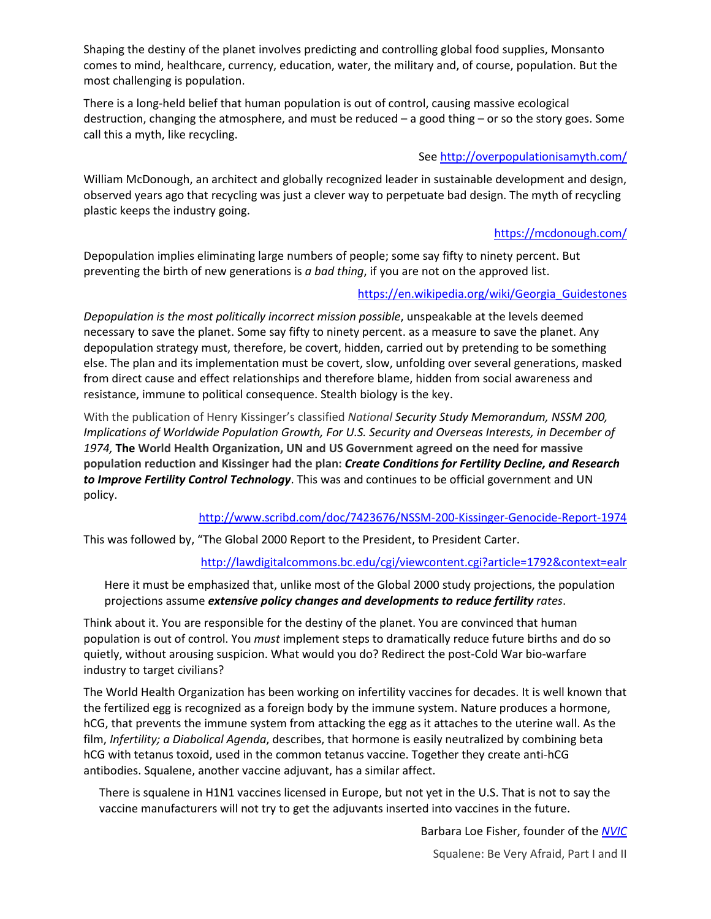Shaping the destiny of the planet involves predicting and controlling global food supplies, Monsanto comes to mind, healthcare, currency, education, water, the military and, of course, population. But the most challenging is population.

There is a long-held belief that human population is out of control, causing massive ecological destruction, changing the atmosphere, and must be reduced – a good thing – or so the story goes. Some call this a myth, like recycling.

See http://overpopulationisamyth.com/

William McDonough, an architect and globally recognized leader in sustainable development and design, observed years ago that recycling was just a clever way to perpetuate bad design. The myth of recycling plastic keeps the industry going.

https://mcdonough.com/

Depopulation implies eliminating large numbers of people; some say fifty to ninety percent. But preventing the birth of new generations is *a bad thing*, if you are not on the approved list.

https://en.wikipedia.org/wiki/Georgia_Guidestones

*Depopulation is the most politically incorrect mission possible*, unspeakable at the levels deemed necessary to save the planet. Some say fifty to ninety percent. as a measure to save the planet. Any depopulation strategy must, therefore, be covert, hidden, carried out by pretending to be something else. The plan and its implementation must be covert, slow, unfolding over several generations, masked from direct cause and effect relationships and therefore blame, hidden from social awareness and resistance, immune to political consequence. Stealth biology is the key.

With the publication of Henry Kissinger's classified *National Security Study Memorandum, NSSM 200, Implications of Worldwide Population Growth, For U.S. Security and Overseas Interests, in December of 1974,* **The World Health Organization, UN and US Government agreed on the need for massive population reduction and Kissinger had the plan: *Create Conditions for Fertility Decline, and Research to Improve Fertility Control Technology***. This was and continues to be official government and UN policy.

http://www.scribd.com/doc/7423676/NSSM-200-Kissinger-Genocide-Report-1974

This was followed by, "The Global 2000 Report to the President, to President Carter.

http://lawdigitalcommons.bc.edu/cgi/viewcontent.cgi?article=1792&context=ealr

> Here it must be emphasized that, unlike most of the Global 2000 study projections, the population projections assume ***extensive policy changes and developments to reduce fertility*** *rates*.

Think about it. You are responsible for the destiny of the planet. You are convinced that human population is out of control. You *must* implement steps to dramatically reduce future births and do so quietly, without arousing suspicion. What would you do? Redirect the post-Cold War bio-warfare industry to target civilians?

The World Health Organization has been working on infertility vaccines for decades. It is well known that the fertilized egg is recognized as a foreign body by the immune system. Nature produces a hormone, hCG, that prevents the immune system from attacking the egg as it attaches to the uterine wall. As the film, *Infertility; a Diabolical Agenda*, describes, that hormone is easily neutralized by combining beta hCG with tetanus toxoid, used in the common tetanus vaccine. Together they create anti-hCG antibodies. Squalene, another vaccine adjuvant, has a similar affect.

> There is squalene in H1N1 vaccines licensed in Europe, but not yet in the U.S. That is not to say the vaccine manufacturers will not try to get the adjuvants inserted into vaccines in the future.

Barbara Loe Fisher, founder of the *NVIC*

Squalene: Be Very Afraid, Part I and II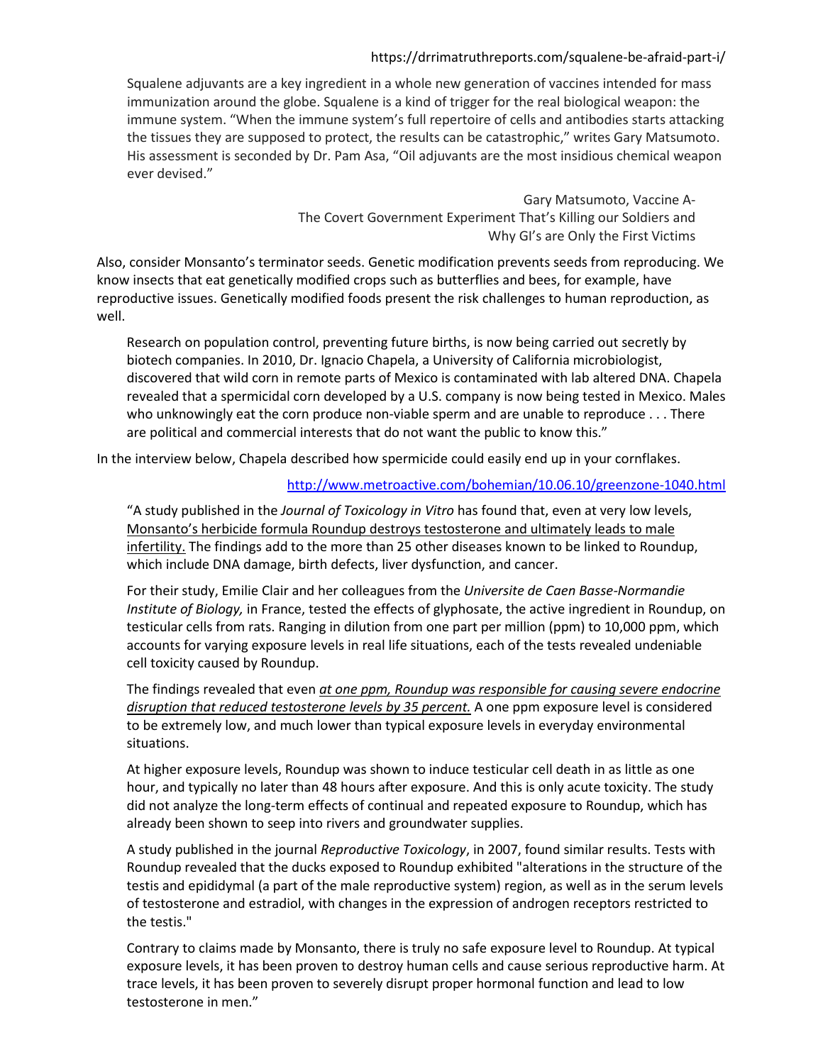https://drrimatruthreports.com/squalene-be-afraid-part-i/

> Squalene adjuvants are a key ingredient in a whole new generation of vaccines intended for mass immunization around the globe. Squalene is a kind of trigger for the real biological weapon: the immune system. "When the immune system's full repertoire of cells and antibodies starts attacking the tissues they are supposed to protect, the results can be catastrophic," writes Gary Matsumoto. His assessment is seconded by Dr. Pam Asa, "Oil adjuvants are the most insidious chemical weapon ever devised."
>
> Gary Matsumoto, Vaccine A-
> The Covert Government Experiment That's Killing our Soldiers and
> Why GI's are Only the First Victims

Also, consider Monsanto's terminator seeds. Genetic modification prevents seeds from reproducing. We know insects that eat genetically modified crops such as butterflies and bees, for example, have reproductive issues. Genetically modified foods present the risk challenges to human reproduction, as well.

> Research on population control, preventing future births, is now being carried out secretly by biotech companies. In 2010, Dr. Ignacio Chapela, a University of California microbiologist, discovered that wild corn in remote parts of Mexico is contaminated with lab altered DNA. Chapela revealed that a spermicidal corn developed by a U.S. company is now being tested in Mexico. Males who unknowingly eat the corn produce non-viable sperm and are unable to reproduce . . . There are political and commercial interests that do not want the public to know this."

In the interview below, Chapela described how spermicide could easily end up in your cornflakes.

[http://www.metroactive.com/bohemian/10.06.10/greenzone-1040.html](http://www.metroactive.com/bohemian/10.06.10/greenzone-1040.html)

> "A study published in the *Journal of Toxicology in Vitro* has found that, even at very low levels, Monsanto's herbicide formula Roundup destroys testosterone and ultimately leads to male infertility. The findings add to the more than 25 other diseases known to be linked to Roundup, which include DNA damage, birth defects, liver dysfunction, and cancer.
>
> For their study, Emilie Clair and her colleagues from the *Universite de Caen Basse-Normandie Institute of Biology,* in France, tested the effects of glyphosate, the active ingredient in Roundup, on testicular cells from rats. Ranging in dilution from one part per million (ppm) to 10,000 ppm, which accounts for varying exposure levels in real life situations, each of the tests revealed undeniable cell toxicity caused by Roundup.
>
> The findings revealed that even *at one ppm, Roundup was responsible for causing severe endocrine disruption that reduced testosterone levels by 35 percent.* A one ppm exposure level is considered to be extremely low, and much lower than typical exposure levels in everyday environmental situations.
>
> At higher exposure levels, Roundup was shown to induce testicular cell death in as little as one hour, and typically no later than 48 hours after exposure. And this is only acute toxicity. The study did not analyze the long-term effects of continual and repeated exposure to Roundup, which has already been shown to seep into rivers and groundwater supplies.
>
> A study published in the journal *Reproductive Toxicology*, in 2007, found similar results. Tests with Roundup revealed that the ducks exposed to Roundup exhibited "alterations in the structure of the testis and epididymal (a part of the male reproductive system) region, as well as in the serum levels of testosterone and estradiol, with changes in the expression of androgen receptors restricted to the testis."
>
> Contrary to claims made by Monsanto, there is truly no safe exposure level to Roundup. At typical exposure levels, it has been proven to destroy human cells and cause serious reproductive harm. At trace levels, it has been proven to severely disrupt proper hormonal function and lead to low testosterone in men."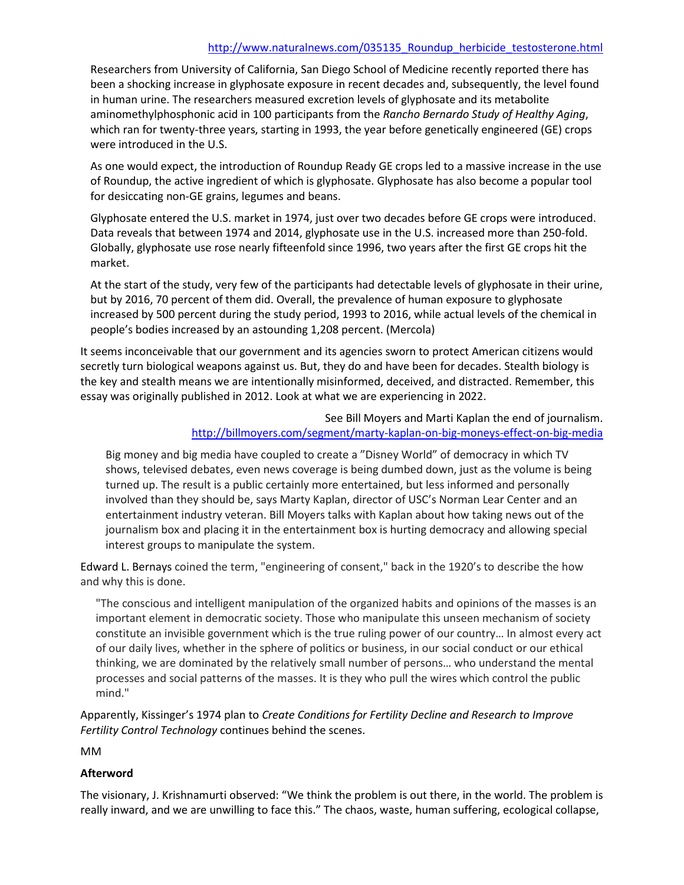http://www.naturalnews.com/035135_Roundup_herbicide_testosterone.html

> Researchers from University of California, San Diego School of Medicine recently reported there has been a shocking increase in glyphosate exposure in recent decades and, subsequently, the level found in human urine. The researchers measured excretion levels of glyphosate and its metabolite aminomethylphosphonic acid in 100 participants from the *Rancho Bernardo Study of Healthy Aging*, which ran for twenty-three years, starting in 1993, the year before genetically engineered (GE) crops were introduced in the U.S.
>
> As one would expect, the introduction of Roundup Ready GE crops led to a massive increase in the use of Roundup, the active ingredient of which is glyphosate. Glyphosate has also become a popular tool for desiccating non-GE grains, legumes and beans.
>
> Glyphosate entered the U.S. market in 1974, just over two decades before GE crops were introduced. Data reveals that between 1974 and 2014, glyphosate use in the U.S. increased more than 250-fold. Globally, glyphosate use rose nearly fifteenfold since 1996, two years after the first GE crops hit the market.
>
> At the start of the study, very few of the participants had detectable levels of glyphosate in their urine, but by 2016, 70 percent of them did. Overall, the prevalence of human exposure to glyphosate increased by 500 percent during the study period, 1993 to 2016, while actual levels of the chemical in people's bodies increased by an astounding 1,208 percent. (Mercola)

It seems inconceivable that our government and its agencies sworn to protect American citizens would secretly turn biological weapons against us. But, they do and have been for decades. Stealth biology is the key and stealth means we are intentionally misinformed, deceived, and distracted. Remember, this essay was originally published in 2012. Look at what we are experiencing in 2022.

See Bill Moyers and Marti Kaplan the end of journalism.
http://billmoyers.com/segment/marty-kaplan-on-big-moneys-effect-on-big-media

> Big money and big media have coupled to create a "Disney World" of democracy in which TV shows, televised debates, even news coverage is being dumbed down, just as the volume is being turned up. The result is a public certainly more entertained, but less informed and personally involved than they should be, says Marty Kaplan, director of USC's Norman Lear Center and an entertainment industry veteran. Bill Moyers talks with Kaplan about how taking news out of the journalism box and placing it in the entertainment box is hurting democracy and allowing special interest groups to manipulate the system.

Edward L. Bernays coined the term, "engineering of consent," back in the 1920's to describe the how and why this is done.

> "The conscious and intelligent manipulation of the organized habits and opinions of the masses is an important element in democratic society. Those who manipulate this unseen mechanism of society constitute an invisible government which is the true ruling power of our country… In almost every act of our daily lives, whether in the sphere of politics or business, in our social conduct or our ethical thinking, we are dominated by the relatively small number of persons… who understand the mental processes and social patterns of the masses. It is they who pull the wires which control the public mind."

Apparently, Kissinger's 1974 plan to *Create Conditions for Fertility Decline and Research to Improve Fertility Control Technology* continues behind the scenes.

MM

**Afterword**

The visionary, J. Krishnamurti observed: "We think the problem is out there, in the world. The problem is really inward, and we are unwilling to face this." The chaos, waste, human suffering, ecological collapse,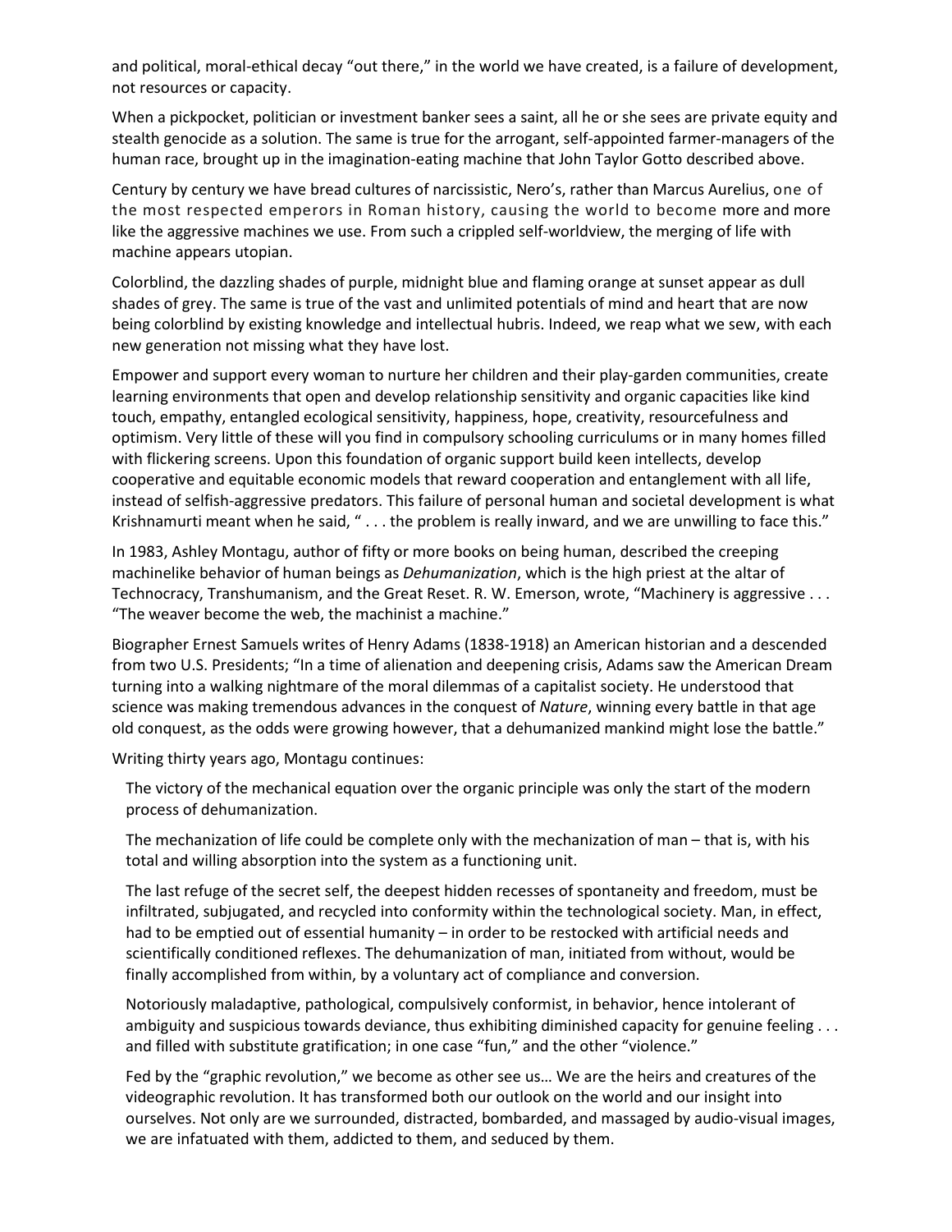and political, moral-ethical decay "out there," in the world we have created, is a failure of development, not resources or capacity.

When a pickpocket, politician or investment banker sees a saint, all he or she sees are private equity and stealth genocide as a solution. The same is true for the arrogant, self-appointed farmer-managers of the human race, brought up in the imagination-eating machine that John Taylor Gotto described above.

Century by century we have bread cultures of narcissistic, Nero's, rather than Marcus Aurelius, one of the most respected emperors in Roman history, causing the world to become more and more like the aggressive machines we use. From such a crippled self-worldview, the merging of life with machine appears utopian.

Colorblind, the dazzling shades of purple, midnight blue and flaming orange at sunset appear as dull shades of grey. The same is true of the vast and unlimited potentials of mind and heart that are now being colorblind by existing knowledge and intellectual hubris. Indeed, we reap what we sew, with each new generation not missing what they have lost.

Empower and support every woman to nurture her children and their play-garden communities, create learning environments that open and develop relationship sensitivity and organic capacities like kind touch, empathy, entangled ecological sensitivity, happiness, hope, creativity, resourcefulness and optimism. Very little of these will you find in compulsory schooling curriculums or in many homes filled with flickering screens. Upon this foundation of organic support build keen intellects, develop cooperative and equitable economic models that reward cooperation and entanglement with all life, instead of selfish-aggressive predators. This failure of personal human and societal development is what Krishnamurti meant when he said, " . . . the problem is really inward, and we are unwilling to face this."

In 1983, Ashley Montagu, author of fifty or more books on being human, described the creeping machinelike behavior of human beings as *Dehumanization*, which is the high priest at the altar of Technocracy, Transhumanism, and the Great Reset. R. W. Emerson, wrote, "Machinery is aggressive . . . "The weaver become the web, the machinist a machine."

Biographer Ernest Samuels writes of Henry Adams (1838-1918) an American historian and a descended from two U.S. Presidents; "In a time of alienation and deepening crisis, Adams saw the American Dream turning into a walking nightmare of the moral dilemmas of a capitalist society. He understood that science was making tremendous advances in the conquest of *Nature*, winning every battle in that age old conquest, as the odds were growing however, that a dehumanized mankind might lose the battle."

Writing thirty years ago, Montagu continues:

> The victory of the mechanical equation over the organic principle was only the start of the modern process of dehumanization.
>
> The mechanization of life could be complete only with the mechanization of man – that is, with his total and willing absorption into the system as a functioning unit.
>
> The last refuge of the secret self, the deepest hidden recesses of spontaneity and freedom, must be infiltrated, subjugated, and recycled into conformity within the technological society. Man, in effect, had to be emptied out of essential humanity – in order to be restocked with artificial needs and scientifically conditioned reflexes. The dehumanization of man, initiated from without, would be finally accomplished from within, by a voluntary act of compliance and conversion.
>
> Notoriously maladaptive, pathological, compulsively conformist, in behavior, hence intolerant of ambiguity and suspicious towards deviance, thus exhibiting diminished capacity for genuine feeling . . . and filled with substitute gratification; in one case "fun," and the other "violence."
>
> Fed by the "graphic revolution," we become as other see us… We are the heirs and creatures of the videographic revolution. It has transformed both our outlook on the world and our insight into ourselves. Not only are we surrounded, distracted, bombarded, and massaged by audio-visual images, we are infatuated with them, addicted to them, and seduced by them.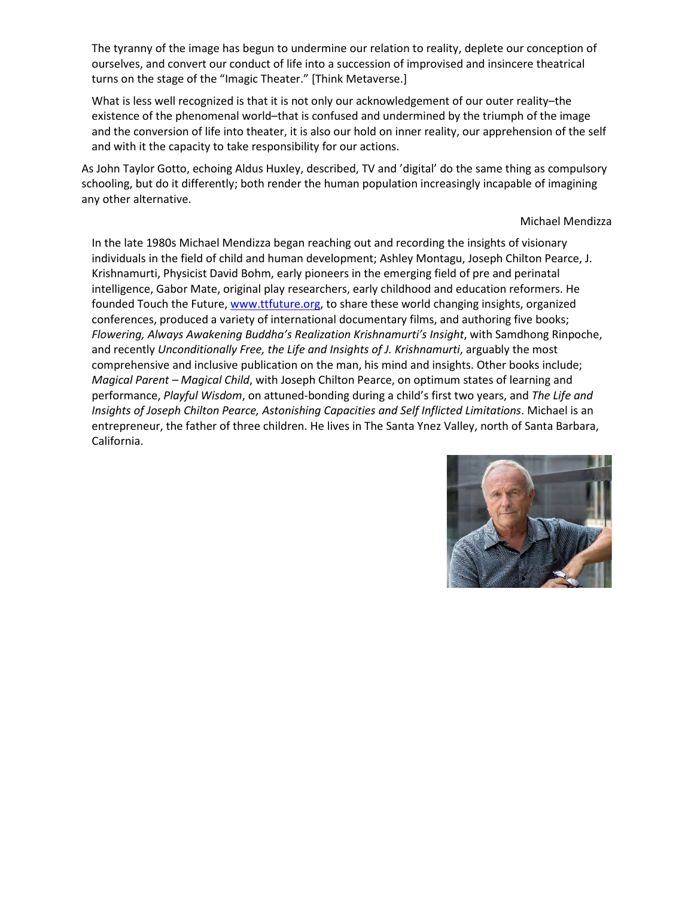> The tyranny of the image has begun to undermine our relation to reality, deplete our conception of ourselves, and convert our conduct of life into a succession of improvised and insincere theatrical turns on the stage of the "Imagic Theater." [Think Metaverse.]
>
> What is less well recognized is that it is not only our acknowledgement of our outer reality–the existence of the phenomenal world–that is confused and undermined by the triumph of the image and the conversion of life into theater, it is also our hold on inner reality, our apprehension of the self and with it the capacity to take responsibility for our actions.

As John Taylor Gotto, echoing Aldus Huxley, described, TV and 'digital' do the same thing as compulsory schooling, but do it differently; both render the human population increasingly incapable of imagining any other alternative.

Michael Mendizza

In the late 1980s Michael Mendizza began reaching out and recording the insights of visionary individuals in the field of child and human development; Ashley Montagu, Joseph Chilton Pearce, J. Krishnamurti, Physicist David Bohm, early pioneers in the emerging field of pre and perinatal intelligence, Gabor Mate, original play researchers, early childhood and education reformers. He founded Touch the Future, www.ttfuture.org, to share these world changing insights, organized conferences, produced a variety of international documentary films, and authoring five books; *Flowering, Always Awakening Buddha's Realization Krishnamurti's Insight*, with Samdhong Rinpoche, and recently *Unconditionally Free, the Life and Insights of J. Krishnamurti*, arguably the most comprehensive and inclusive publication on the man, his mind and insights. Other books include; *Magical Parent – Magical Child*, with Joseph Chilton Pearce, on optimum states of learning and performance, *Playful Wisdom*, on attuned-bonding during a child's first two years, and *The Life and Insights of Joseph Chilton Pearce, Astonishing Capacities and Self Inflicted Limitations*. Michael is an entrepreneur, the father of three children. He lives in The Santa Ynez Valley, north of Santa Barbara, California.